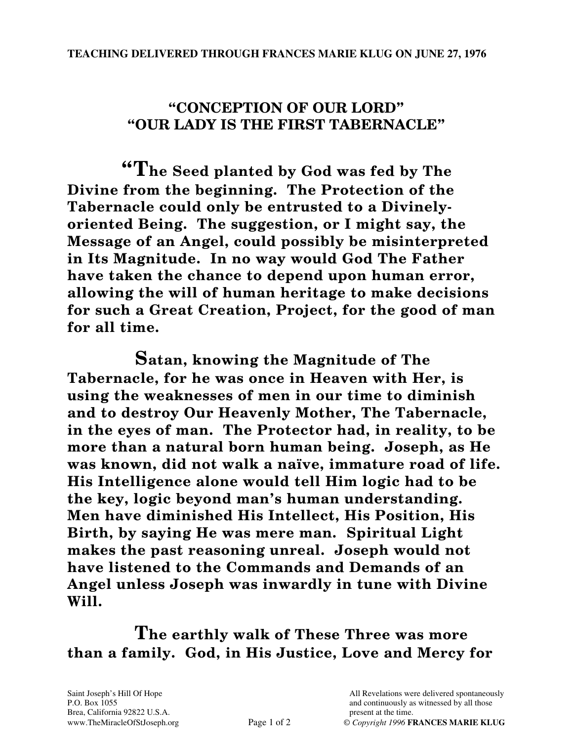**TEACHING DELIVERED THROUGH FRANCES MARIE KLUG ON JUNE 27, 1976**

# "CONCEPTION OF OUR LORD"
# "OUR LADY IS THE FIRST TABERNACLE"

**"The Seed planted by God was fed by The Divine from the beginning. The Protection of the Tabernacle could only be entrusted to a Divinely-oriented Being. The suggestion, or I might say, the Message of an Angel, could possibly be misinterpreted in Its Magnitude. In no way would God The Father have taken the chance to depend upon human error, allowing the will of human heritage to make decisions for such a Great Creation, Project, for the good of man for all time.**

**Satan, knowing the Magnitude of The Tabernacle, for he was once in Heaven with Her, is using the weaknesses of men in our time to diminish and to destroy Our Heavenly Mother, The Tabernacle, in the eyes of man. The Protector had, in reality, to be more than a natural born human being. Joseph, as He was known, did not walk a naïve, immature road of life. His Intelligence alone would tell Him logic had to be the key, logic beyond man's human understanding. Men have diminished His Intellect, His Position, His Birth, by saying He was mere man. Spiritual Light makes the past reasoning unreal. Joseph would not have listened to the Commands and Demands of an Angel unless Joseph was inwardly in tune with Divine Will.**

**The earthly walk of These Three was more than a family. God, in His Justice, Love and Mercy for**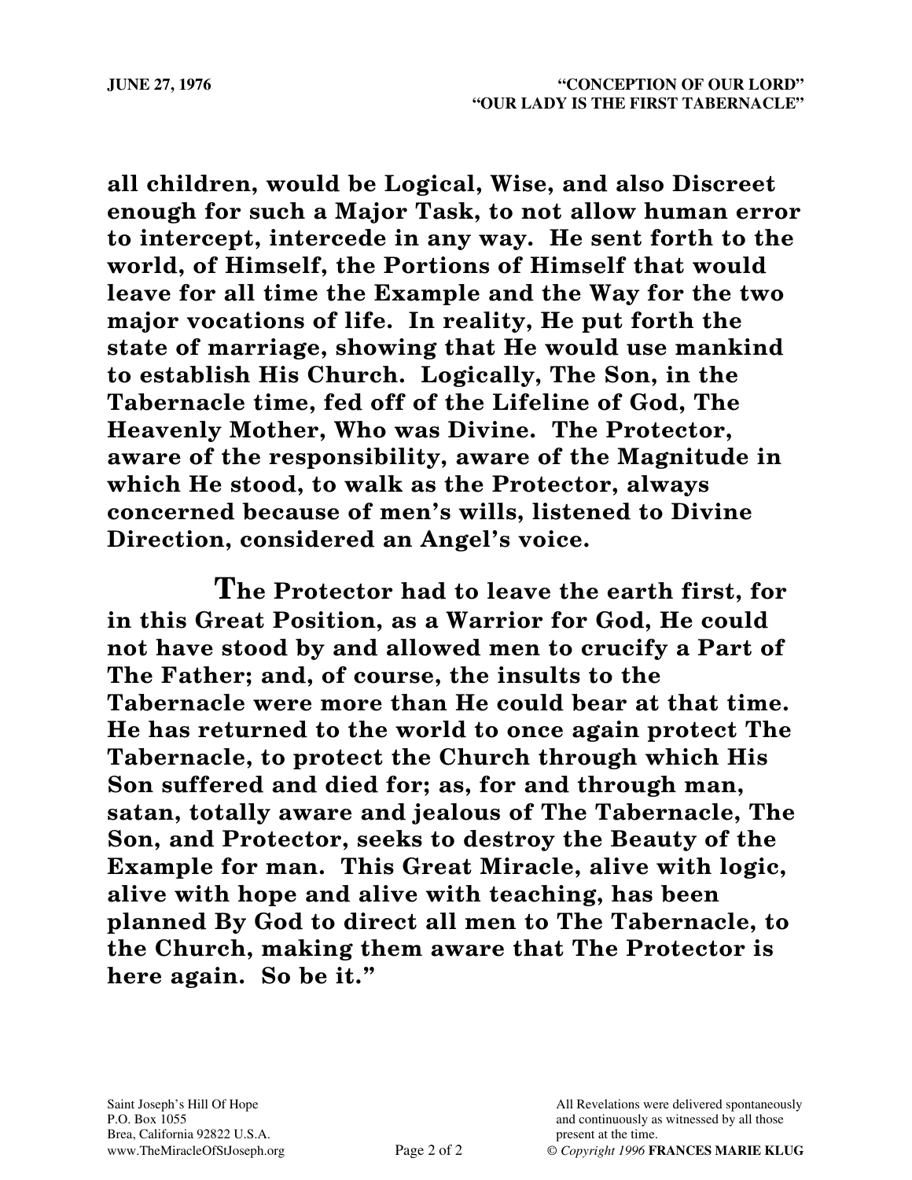**all children, would be Logical, Wise, and also Discreet enough for such a Major Task, to not allow human error to intercept, intercede in any way. He sent forth to the world, of Himself, the Portions of Himself that would leave for all time the Example and the Way for the two major vocations of life. In reality, He put forth the state of marriage, showing that He would use mankind to establish His Church. Logically, The Son, in the Tabernacle time, fed off of the Lifeline of God, The Heavenly Mother, Who was Divine. The Protector, aware of the responsibility, aware of the Magnitude in which He stood, to walk as the Protector, always concerned because of men's wills, listened to Divine Direction, considered an Angel's voice.**

**The Protector had to leave the earth first, for in this Great Position, as a Warrior for God, He could not have stood by and allowed men to crucify a Part of The Father; and, of course, the insults to the Tabernacle were more than He could bear at that time. He has returned to the world to once again protect The Tabernacle, to protect the Church through which His Son suffered and died for; as, for and through man, satan, totally aware and jealous of The Tabernacle, The Son, and Protector, seeks to destroy the Beauty of the Example for man. This Great Miracle, alive with logic, alive with hope and alive with teaching, has been planned By God to direct all men to The Tabernacle, to the Church, making them aware that The Protector is here again. So be it."**